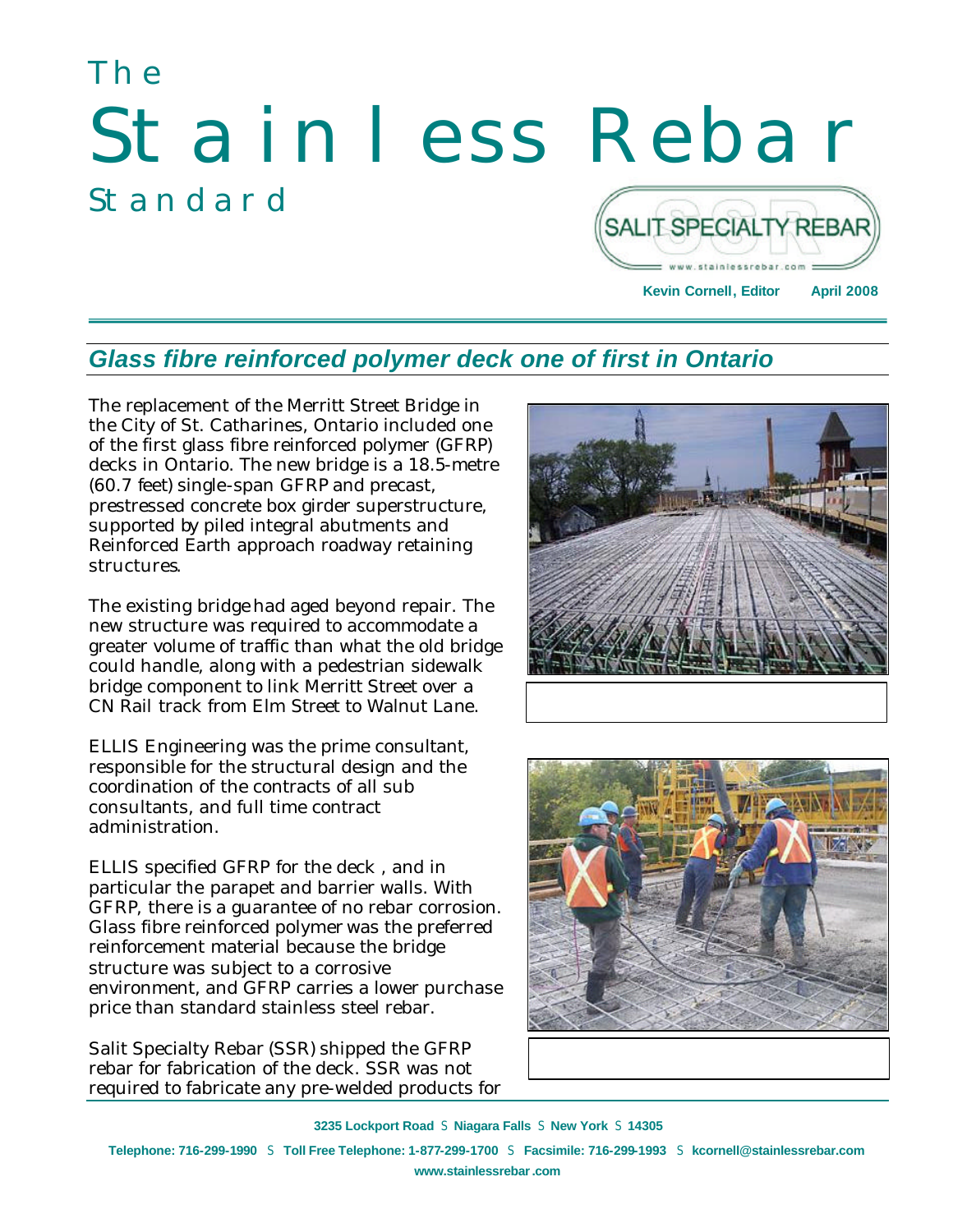# The Stainless Rebar Standard

SALIT SPECIALTY REBAR

www.stainlessrebar.com

**Kevin Cornell, Editor** **April 2008**

## *Glass fibre reinforced polymer deck one of first in Ontario*

The replacement of the Merritt Street Bridge in the City of St. Catharines, Ontario included one of the first glass fibre reinforced polymer (GFRP) decks in Ontario. The new bridge is a 18.5-metre (60.7 feet) single-span GFRP and precast, prestressed concrete box girder superstructure, supported by piled integral abutments and Reinforced Earth approach roadway retaining structures.

The existing bridge had aged beyond repair. The new structure was required to accommodate a greater volume of traffic than what the old bridge could handle, along with a pedestrian sidewalk bridge component to link Merritt Street over a CN Rail track from Elm Street to Walnut Lane.

ELLIS Engineering was the prime consultant, responsible for the structural design and the coordination of the contracts of all sub consultants, and full time contract administration.

ELLIS specified GFRP for the deck , and in particular the parapet and barrier walls. With GFRP, there is a guarantee of no rebar corrosion. Glass fibre reinforced polymer was the preferred reinforcement material because the bridge structure was subject to a corrosive environment, and GFRP carries a lower purchase price than standard stainless steel rebar.

Salit Specialty Rebar (SSR) shipped the GFRP rebar for fabrication of the deck. SSR was not required to fabricate any pre-welded products for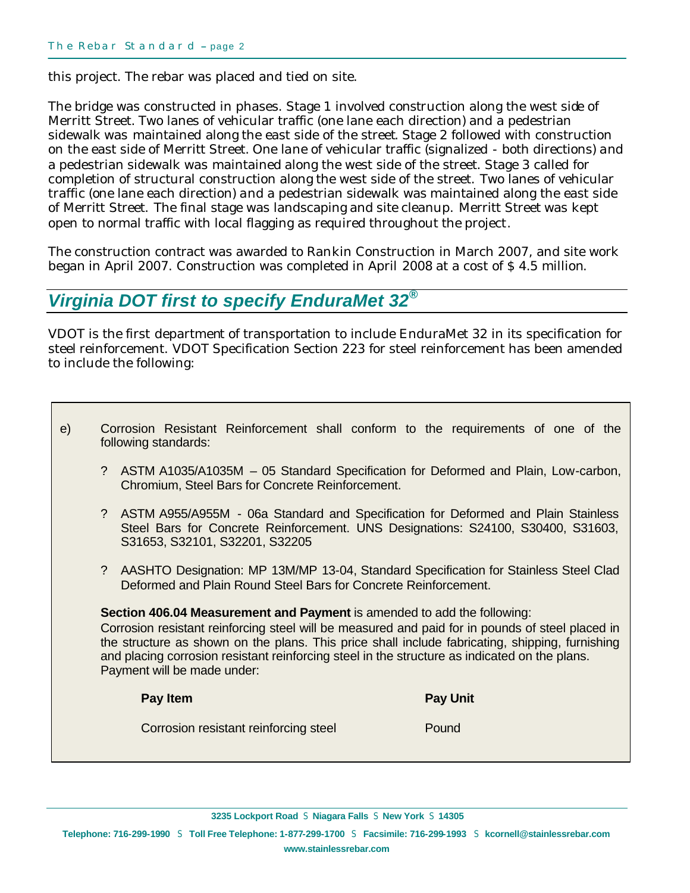this project. The rebar was placed and tied on site.

The bridge was constructed in phases. Stage 1 involved construction along the west side of Merritt Street. Two lanes of vehicular traffic (one lane each direction) and a pedestrian sidewalk was maintained along the east side of the street. Stage 2 followed with construction on the east side of Merritt Street. One lane of vehicular traffic (signalized - both directions) and a pedestrian sidewalk was maintained along the west side of the street. Stage 3 called for completion of structural construction along the west side of the street. Two lanes of vehicular traffic (one lane each direction) and a pedestrian sidewalk was maintained along the east side of Merritt Street. The final stage was landscaping and site cleanup. Merritt Street was kept open to normal traffic with local flagging as required throughout the project.

The construction contract was awarded to Rankin Construction in March 2007, and site work began in April 2007. Construction was completed in April 2008 at a cost of $ 4.5 million.

## *Virginia DOT first to specify EnduraMet 32®*

VDOT is the first department of transportation to include EnduraMet 32 in its specification for steel reinforcement. VDOT Specification Section 223 for steel reinforcement has been amended to include the following:

e) Corrosion Resistant Reinforcement shall conform to the requirements of one of the following standards:

- ASTM A1035/A1035M – 05 Standard Specification for Deformed and Plain, Low-carbon, Chromium, Steel Bars for Concrete Reinforcement.
- ASTM A955/A955M - 06a Standard and Specification for Deformed and Plain Stainless Steel Bars for Concrete Reinforcement. UNS Designations: S24100, S30400, S31603, S31653, S32101, S32201, S32205
- AASHTO Designation: MP 13M/MP 13-04, Standard Specification for Stainless Steel Clad Deformed and Plain Round Steel Bars for Concrete Reinforcement.

**Section 406.04 Measurement and Payment** is amended to add the following:
Corrosion resistant reinforcing steel will be measured and paid for in pounds of steel placed in the structure as shown on the plans. This price shall include fabricating, shipping, furnishing and placing corrosion resistant reinforcing steel in the structure as indicated on the plans. Payment will be made under:

| Pay Item | Pay Unit |
|---|---|
| Corrosion resistant reinforcing steel | Pound |

3235 Lockport Road § Niagara Falls § New York § 14305

Telephone: 716-299-1990 § Toll Free Telephone: 1-877-299-1700 § Facsimile: 716-299-1993 § kcornell@stainlessrebar.com

www.stainlessrebar.com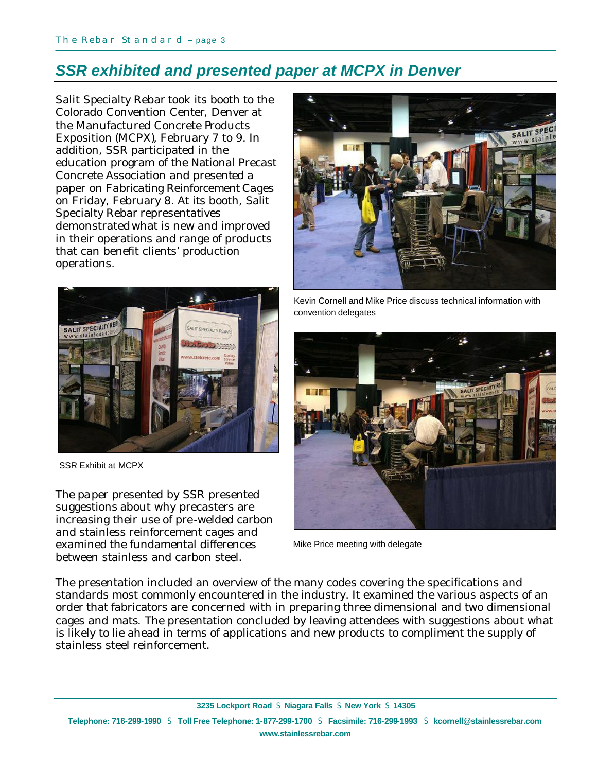## SSR exhibited and presented paper at MCPX in Denver

Salit Specialty Rebar took its booth to the Colorado Convention Center, Denver at the Manufactured Concrete Products Exposition (MCPX), February 7 to 9. In addition, SSR participated in the education program of the National Precast Concrete Association and presented a paper on Fabricating Reinforcement Cages on Friday, February 8. At its booth, Salit Specialty Rebar representatives demonstrated what is new and improved in their operations and range of products that can benefit clients' production operations.

Kevin Cornell and Mike Price discuss technical information with convention delegates

SSR Exhibit at MCPX

The paper presented by SSR presented suggestions about why precasters are increasing their use of pre-welded carbon and stainless reinforcement cages and examined the fundamental differences between stainless and carbon steel.

Mike Price meeting with delegate

The presentation included an overview of the many codes covering the specifications and standards most commonly encountered in the industry. It examined the various aspects of an order that fabricators are concerned with in preparing three dimensional and two dimensional cages and mats. The presentation concluded by leaving attendees with suggestions about what is likely to lie ahead in terms of applications and new products to compliment the supply of stainless steel reinforcement.

**3235 Lockport Road** § **Niagara Falls** § **New York** § **14305**

**Telephone: 716-299-1990** § **Toll Free Telephone: 1-877-299-1700** § **Facsimile: 716-299-1993** § **kcornell@stainlessrebar.com**

**www.stainlessrebar.com**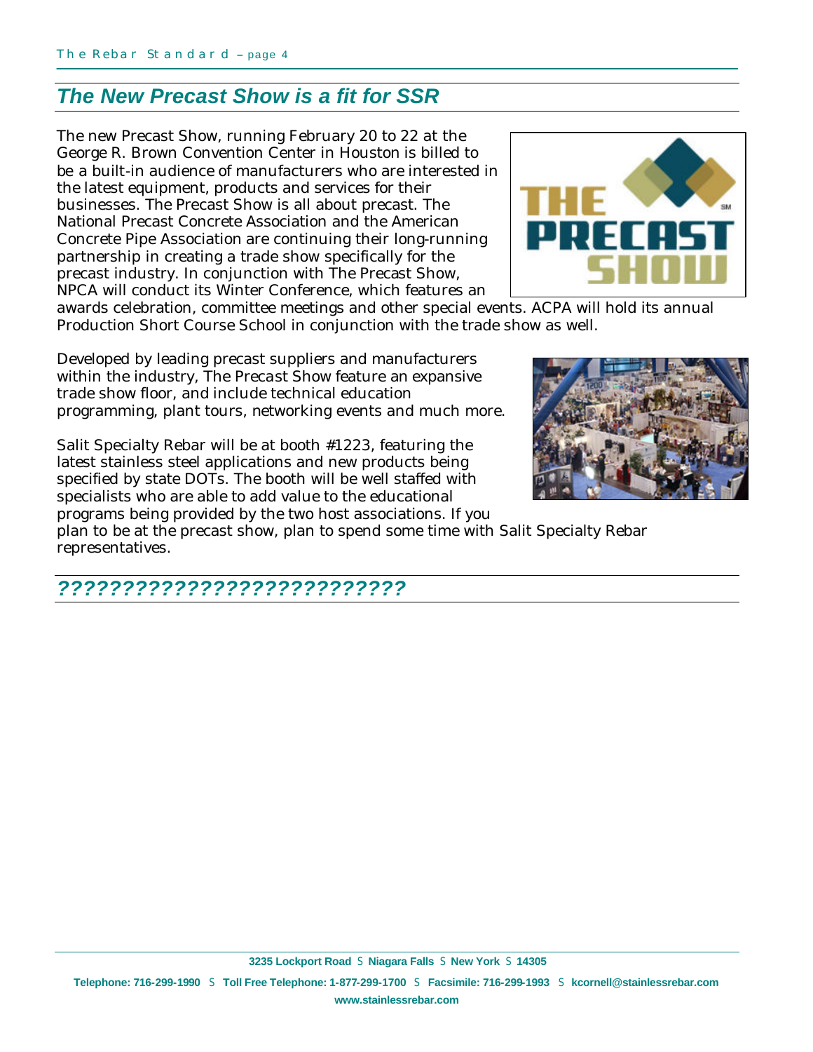## *The New Precast Show is a fit for SSR*

The new Precast Show, running February 20 to 22 at the George R. Brown Convention Center in Houston is billed to be a built-in audience of manufacturers who are interested in the latest equipment, products and services for their businesses. The Precast Show is all about precast. The National Precast Concrete Association and the American Concrete Pipe Association are continuing their long-running partnership in creating a trade show specifically for the precast industry. In conjunction with The Precast Show, NPCA will conduct its Winter Conference, which features an awards celebration, committee meetings and other special events. ACPA will hold its annual Production Short Course School in conjunction with the trade show as well.

Developed by leading precast suppliers and manufacturers within the industry, The Precast Show feature an expansive trade show floor, and include technical education programming, plant tours, networking events and much more.

Salit Specialty Rebar will be at booth #1223, featuring the latest stainless steel applications and new products being specified by state DOTs. The booth will be well staffed with specialists who are able to add value to the educational programs being provided by the two host associations. If you plan to be at the precast show, plan to spend some time with Salit Specialty Rebar representatives.

## *?????????????????????????*

**3235 Lockport Road** S **Niagara Falls** S **New York** S **14305**

**Telephone: 716-299-1990** S **Toll Free Telephone: 1-877-299-1700** S **Facsimile: 716-299-1993** S **kcornell@stainlessrebar.com**

**www.stainlessrebar.com**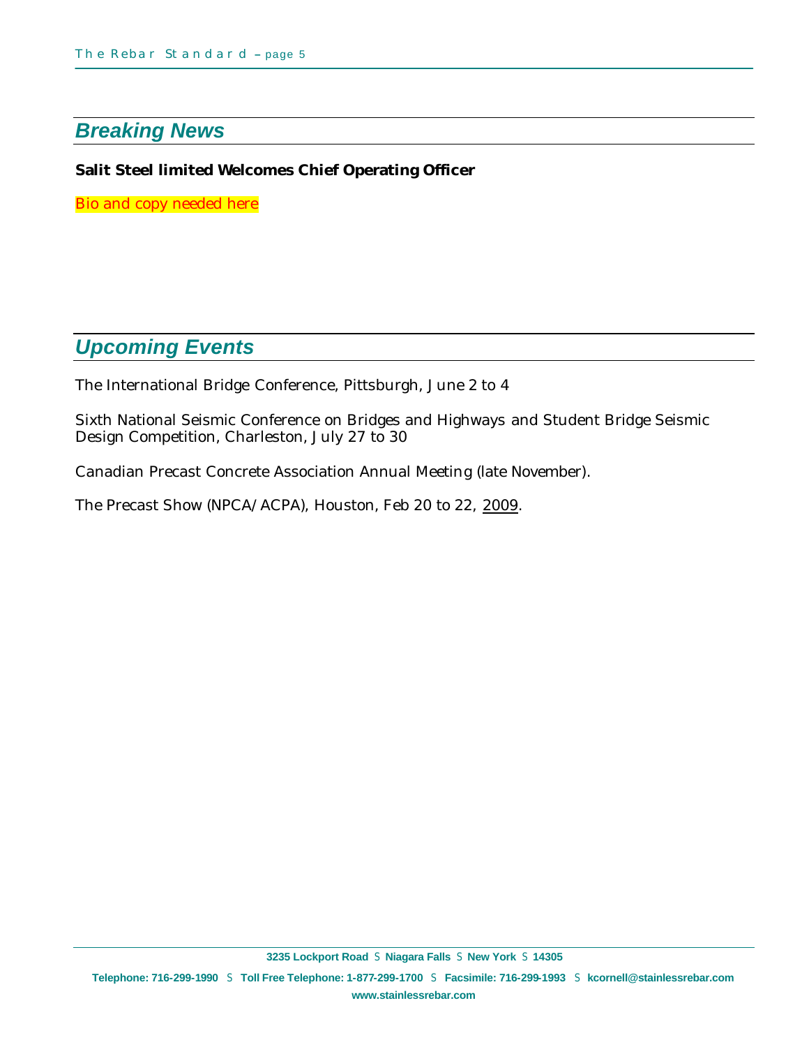## *Breaking News*

**Salit Steel limited Welcomes Chief Operating Officer**

Bio and copy needed here

## *Upcoming Events*

The International Bridge Conference, Pittsburgh, June 2 to 4

Sixth National Seismic Conference on Bridges and Highways and Student Bridge Seismic Design Competition, Charleston, July 27 to 30

Canadian Precast Concrete Association Annual Meeting (late November).

The Precast Show (NPCA/ACPA), Houston, Feb 20 to 22, 2009.

**3235 Lockport Road § Niagara Falls § New York § 14305**

**Telephone: 716-299-1990 § Toll Free Telephone: 1-877-299-1700 § Facsimile: 716-299-1993 § kcornell@stainlessrebar.com**

**www.stainlessrebar.com**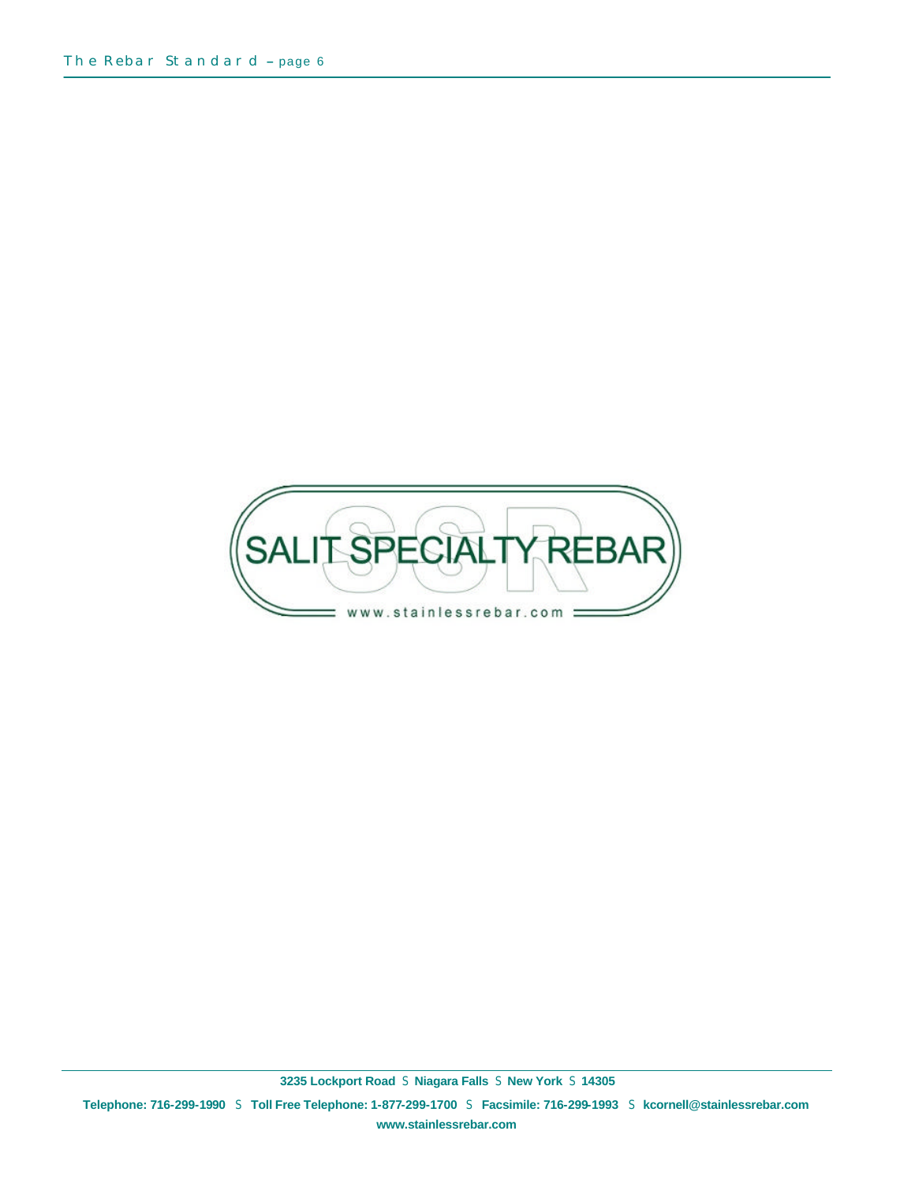SALIT SPECIALTY REBAR

www.stainlessrebar.com

3235 Lockport Road • Niagara Falls • New York • 14305

Telephone: 716-299-1990 • Toll Free Telephone: 1-877-299-1700 • Facsimile: 716-299-1993 • kcornell@stainlessrebar.com

www.stainlessrebar.com